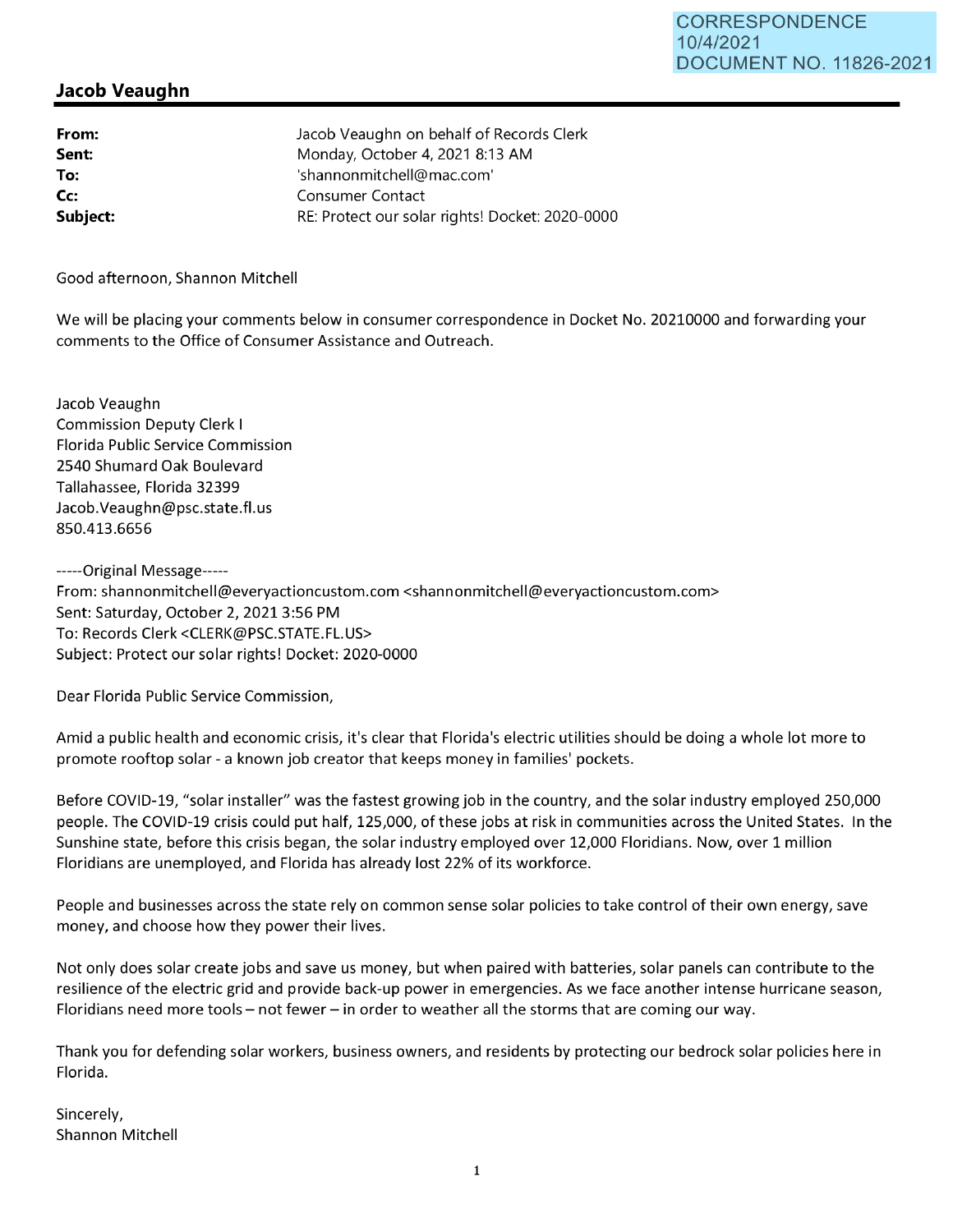CORRESPONDENCE
10/4/2021
DOCUMENT NO. 11826-2021

## Jacob Veaughn

| | |
|---|---|
| **From:** | Jacob Veaughn on behalf of Records Clerk |
| **Sent:** | Monday, October 4, 2021 8:13 AM |
| **To:** | 'shannonmitchell@mac.com' |
| **Cc:** | Consumer Contact |
| **Subject:** | RE: Protect our solar rights! Docket: 2020-0000 |

Good afternoon, Shannon Mitchell

We will be placing your comments below in consumer correspondence in Docket No. 20210000 and forwarding your comments to the Office of Consumer Assistance and Outreach.

Jacob Veaughn
Commission Deputy Clerk I
Florida Public Service Commission
2540 Shumard Oak Boulevard
Tallahassee, Florida 32399
Jacob.Veaughn@psc.state.fl.us
850.413.6656

-----Original Message-----
From: shannonmitchell@everyactioncustom.com <shannonmitchell@everyactioncustom.com>
Sent: Saturday, October 2, 2021 3:56 PM
To: Records Clerk <CLERK@PSC.STATE.FL.US>
Subject: Protect our solar rights! Docket: 2020-0000

Dear Florida Public Service Commission,

Amid a public health and economic crisis, it's clear that Florida's electric utilities should be doing a whole lot more to promote rooftop solar - a known job creator that keeps money in families' pockets.

Before COVID-19, "solar installer" was the fastest growing job in the country, and the solar industry employed 250,000 people. The COVID-19 crisis could put half, 125,000, of these jobs at risk in communities across the United States. In the Sunshine state, before this crisis began, the solar industry employed over 12,000 Floridians. Now, over 1 million Floridians are unemployed, and Florida has already lost 22% of its workforce.

People and businesses across the state rely on common sense solar policies to take control of their own energy, save money, and choose how they power their lives.

Not only does solar create jobs and save us money, but when paired with batteries, solar panels can contribute to the resilience of the electric grid and provide back-up power in emergencies. As we face another intense hurricane season, Floridians need more tools – not fewer – in order to weather all the storms that are coming our way.

Thank you for defending solar workers, business owners, and residents by protecting our bedrock solar policies here in Florida.

Sincerely,
Shannon Mitchell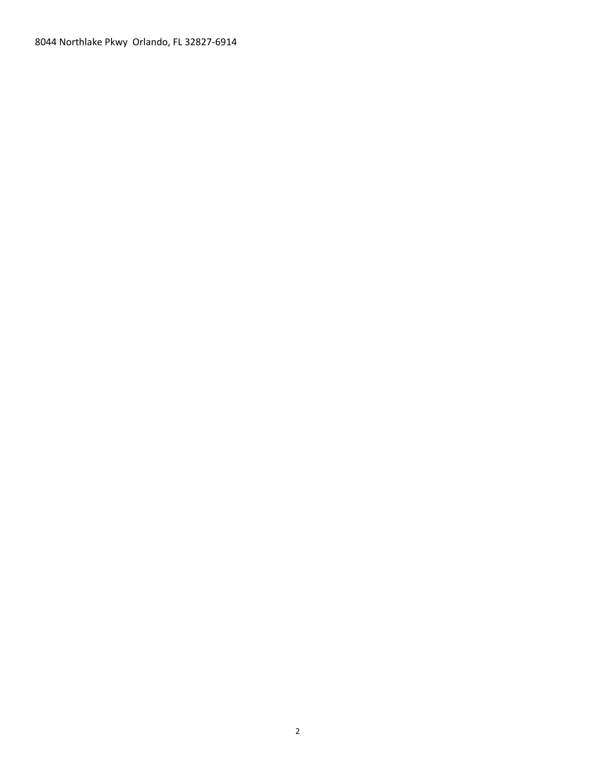8044 Northlake Pkwy  Orlando, FL 32827-6914